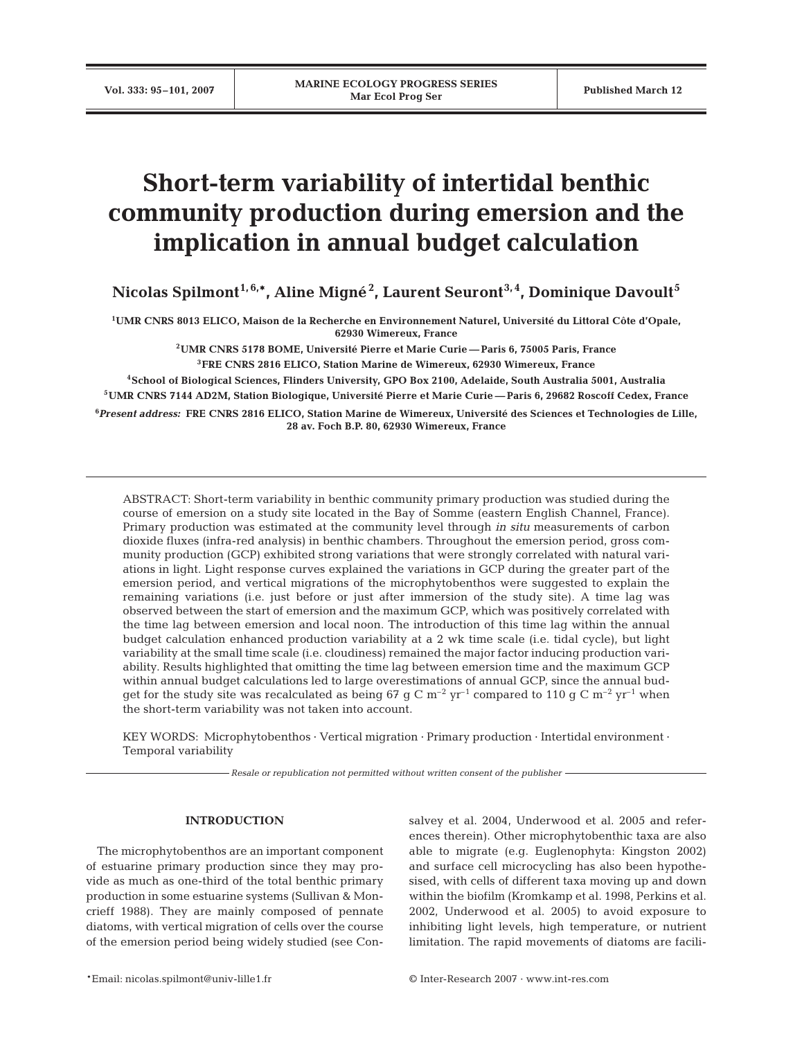# Short-term variability of intertidal benthic community production during emersion and the implication in annual budget calculation

**Nicolas Spilmont[1,6,*], Aline Migné[2], Laurent Seuront[3,4], Dominique Davoult[5]**

[1]UMR CNRS 8013 ELICO, Maison de la Recherche en Environnement Naturel, Université du Littoral Côte d'Opale, 62930 Wimereux, France

[2]UMR CNRS 5178 BOME, Université Pierre et Marie Curie — Paris 6, 75005 Paris, France

[3]FRE CNRS 2816 ELICO, Station Marine de Wimereux, 62930 Wimereux, France

[4]School of Biological Sciences, Flinders University, GPO Box 2100, Adelaide, South Australia 5001, Australia

[5]UMR CNRS 7144 AD2M, Station Biologique, Université Pierre et Marie Curie — Paris 6, 29682 Roscoff Cedex, France

[6]*Present address:* FRE CNRS 2816 ELICO, Station Marine de Wimereux, Université des Sciences et Technologies de Lille, 28 av. Foch B.P. 80, 62930 Wimereux, France

ABSTRACT: Short-term variability in benthic community primary production was studied during the course of emersion on a study site located in the Bay of Somme (eastern English Channel, France). Primary production was estimated at the community level through *in situ* measurements of carbon dioxide fluxes (infra-red analysis) in benthic chambers. Throughout the emersion period, gross community production (GCP) exhibited strong variations that were strongly correlated with natural variations in light. Light response curves explained the variations in GCP during the greater part of the emersion period, and vertical migrations of the microphytobenthos were suggested to explain the remaining variations (i.e. just before or just after immersion of the study site). A time lag was observed between the start of emersion and the maximum GCP, which was positively correlated with the time lag between emersion and local noon. The introduction of this time lag within the annual budget calculation enhanced production variability at a 2 wk time scale (i.e. tidal cycle), but light variability at the small time scale (i.e. cloudiness) remained the major factor inducing production variability. Results highlighted that omitting the time lag between emersion time and the maximum GCP within annual budget calculations led to large overestimations of annual GCP, since the annual budget for the study site was recalculated as being 67 g C $m^{-2}$ $yr^{-1}$ compared to 110 g C $m^{-2}$ $yr^{-1}$ when the short-term variability was not taken into account.

KEY WORDS: Microphytobenthos · Vertical migration · Primary production · Intertidal environment · Temporal variability

*Resale or republication not permitted without written consent of the publisher*

## INTRODUCTION

The microphytobenthos are an important component of estuarine primary production since they may provide as much as one-third of the total benthic primary production in some estuarine systems (Sullivan & Moncrieff 1988). They are mainly composed of pennate diatoms, with vertical migration of cells over the course of the emersion period being widely studied (see Consalvey et al. 2004, Underwood et al. 2005 and references therein). Other microphytobenthic taxa are also able to migrate (e.g. Euglenophyta: Kingston 2002) and surface cell microcycling has also been hypothesised, with cells of different taxa moving up and down within the biofilm (Kromkamp et al. 1998, Perkins et al. 2002, Underwood et al. 2005) to avoid exposure to inhibiting light levels, high temperature, or nutrient limitation. The rapid movements of diatoms are facili-

*Email: nicolas.spilmont@univ-lille1.fr

© Inter-Research 2007 · www.int-res.com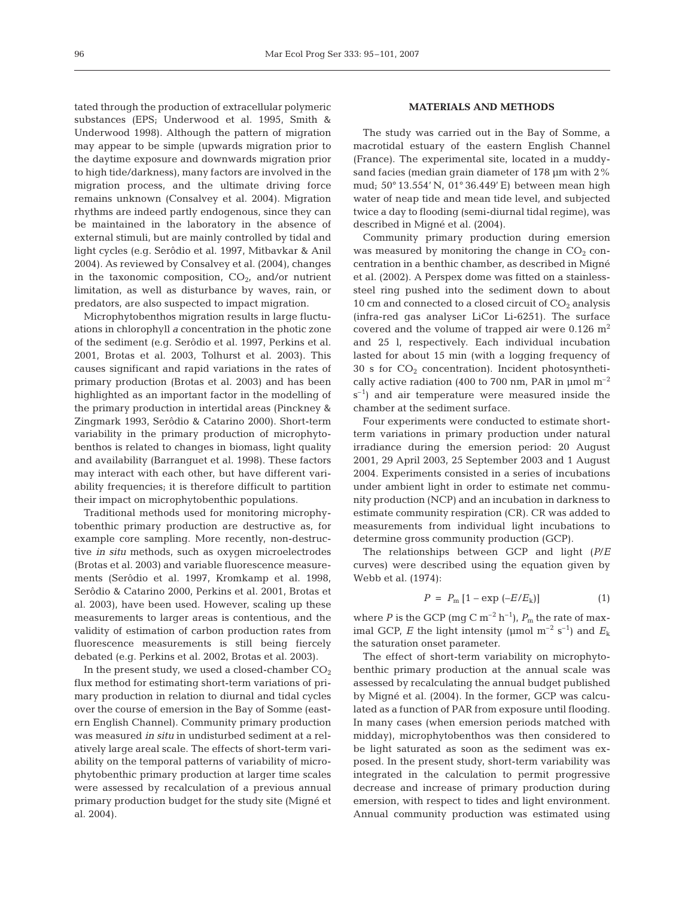tated through the production of extracellular polymeric substances (EPS; Underwood et al. 1995, Smith & Underwood 1998). Although the pattern of migration may appear to be simple (upwards migration prior to the daytime exposure and downwards migration prior to high tide/darkness), many factors are involved in the migration process, and the ultimate driving force remains unknown (Consalvey et al. 2004). Migration rhythms are indeed partly endogenous, since they can be maintained in the laboratory in the absence of external stimuli, but are mainly controlled by tidal and light cycles (e.g. Serôdio et al. 1997, Mitbavkar & Anil 2004). As reviewed by Consalvey et al. (2004), changes in the taxonomic composition, $CO_2$, and/or nutrient limitation, as well as disturbance by waves, rain, or predators, are also suspected to impact migration.

Microphytobenthos migration results in large fluctuations in chlorophyll *a* concentration in the photic zone of the sediment (e.g. Serôdio et al. 1997, Perkins et al. 2001, Brotas et al. 2003, Tolhurst et al. 2003). This causes significant and rapid variations in the rates of primary production (Brotas et al. 2003) and has been highlighted as an important factor in the modelling of the primary production in intertidal areas (Pinckney & Zingmark 1993, Serôdio & Catarino 2000). Short-term variability in the primary production of microphytobenthos is related to changes in biomass, light quality and availability (Barranguet et al. 1998). These factors may interact with each other, but have different variability frequencies; it is therefore difficult to partition their impact on microphytobenthic populations.

Traditional methods used for monitoring microphytobenthic primary production are destructive as, for example core sampling. More recently, non-destructive *in situ* methods, such as oxygen microelectrodes (Brotas et al. 2003) and variable fluorescence measurements (Serôdio et al. 1997, Kromkamp et al. 1998, Serôdio & Catarino 2000, Perkins et al. 2001, Brotas et al. 2003), have been used. However, scaling up these measurements to larger areas is contentious, and the validity of estimation of carbon production rates from fluorescence measurements is still being fiercely debated (e.g. Perkins et al. 2002, Brotas et al. 2003).

In the present study, we used a closed-chamber $CO_2$ flux method for estimating short-term variations of primary production in relation to diurnal and tidal cycles over the course of emersion in the Bay of Somme (eastern English Channel). Community primary production was measured *in situ* in undisturbed sediment at a relatively large areal scale. The effects of short-term variability on the temporal patterns of variability of microphytobenthic primary production at larger time scales were assessed by recalculation of a previous annual primary production budget for the study site (Migné et al. 2004).

## MATERIALS AND METHODS

The study was carried out in the Bay of Somme, a macrotidal estuary of the eastern English Channel (France). The experimental site, located in a muddy-sand facies (median grain diameter of 178 µm with 2% mud; 50° 13.554′ N, 01° 36.449′ E) between mean high water of neap tide and mean tide level, and subjected twice a day to flooding (semi-diurnal tidal regime), was described in Migné et al. (2004).

Community primary production during emersion was measured by monitoring the change in $CO_2$ concentration in a benthic chamber, as described in Migné et al. (2002). A Perspex dome was fitted on a stainless-steel ring pushed into the sediment down to about 10 cm and connected to a closed circuit of $CO_2$ analysis (infra-red gas analyser LiCor Li-6251). The surface covered and the volume of trapped air were 0.126 $m^2$ and 25 l, respectively. Each individual incubation lasted for about 15 min (with a logging frequency of 30 s for $CO_2$ concentration). Incident photosynthetically active radiation (400 to 700 nm, PAR in µmol $m^{-2}$ $s^{-1}$) and air temperature were measured inside the chamber at the sediment surface.

Four experiments were conducted to estimate short-term variations in primary production under natural irradiance during the emersion period: 20 August 2001, 29 April 2003, 25 September 2003 and 1 August 2004. Experiments consisted in a series of incubations under ambient light in order to estimate net community production (NCP) and an incubation in darkness to estimate community respiration (CR). CR was added to measurements from individual light incubations to determine gross community production (GCP).

The relationships between GCP and light (*P/E* curves) were described using the equation given by Webb et al. (1974):

$$P = P_m [1 - \exp(-E/E_k)] \qquad (1)$$

where $P$ is the GCP (mg C $m^{-2}$ $h^{-1}$), $P_m$ the rate of maximal GCP, $E$ the light intensity (µmol $m^{-2}$ $s^{-1}$) and $E_k$ the saturation onset parameter.

The effect of short-term variability on microphytobenthic primary production at the annual scale was assessed by recalculating the annual budget published by Migné et al. (2004). In the former, GCP was calculated as a function of PAR from exposure until flooding. In many cases (when emersion periods matched with midday), microphytobenthos was then considered to be light saturated as soon as the sediment was exposed. In the present study, short-term variability was integrated in the calculation to permit progressive decrease and increase of primary production during emersion, with respect to tides and light environment. Annual community production was estimated using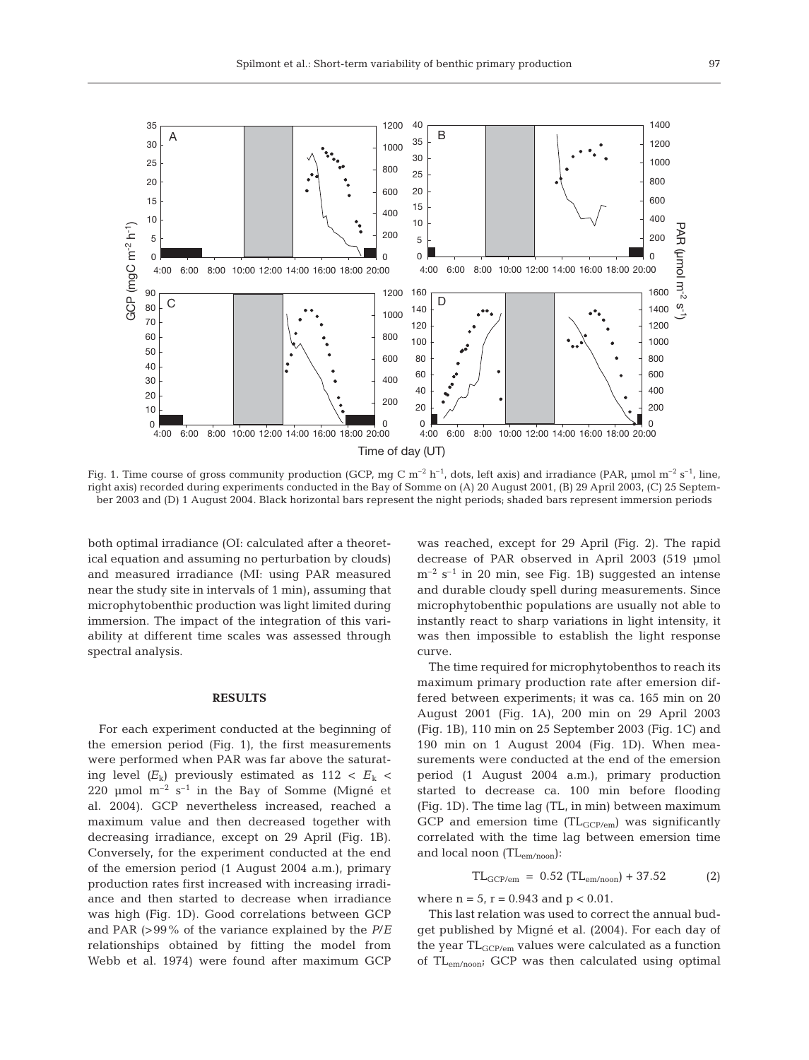Fig. 1. Time course of gross community production (GCP, mg C $m^{-2}$ $h^{-1}$, dots, left axis) and irradiance (PAR, µmol $m^{-2}$ $s^{-1}$, line, right axis) recorded during experiments conducted in the Bay of Somme on (A) 20 August 2001, (B) 29 April 2003, (C) 25 September 2003 and (D) 1 August 2004. Black horizontal bars represent the night periods; shaded bars represent immersion periods

both optimal irradiance (OI: calculated after a theoretical equation and assuming no perturbation by clouds) and measured irradiance (MI: using PAR measured near the study site in intervals of 1 min), assuming that microphytobenthic production was light limited during immersion. The impact of the integration of this variability at different time scales was assessed through spectral analysis.

## RESULTS

For each experiment conducted at the beginning of the emersion period (Fig. 1), the first measurements were performed when PAR was far above the saturating level ($E_k$) previously estimated as $112 < E_k < 220$ µmol $m^{-2}$ $s^{-1}$ in the Bay of Somme (Migné et al. 2004). GCP nevertheless increased, reached a maximum value and then decreased together with decreasing irradiance, except on 29 April (Fig. 1B). Conversely, for the experiment conducted at the end of the emersion period (1 August 2004 a.m.), primary production rates first increased with increasing irradiance and then started to decrease when irradiance was high (Fig. 1D). Good correlations between GCP and PAR (>99% of the variance explained by the *P/E* relationships obtained by fitting the model from Webb et al. 1974) were found after maximum GCP was reached, except for 29 April (Fig. 2). The rapid decrease of PAR observed in April 2003 (519 µmol $m^{-2}$ $s^{-1}$ in 20 min, see Fig. 1B) suggested an intense and durable cloudy spell during measurements. Since microphytobenthic populations are usually not able to instantly react to sharp variations in light intensity, it was then impossible to establish the light response curve.

The time required for microphytobenthos to reach its maximum primary production rate after emersion differed between experiments; it was ca. 165 min on 20 August 2001 (Fig. 1A), 200 min on 29 April 2003 (Fig. 1B), 110 min on 25 September 2003 (Fig. 1C) and 190 min on 1 August 2004 (Fig. 1D). When measurements were conducted at the end of the emersion period (1 August 2004 a.m.), primary production started to decrease ca. 100 min before flooding (Fig. 1D). The time lag (TL, in min) between maximum GCP and emersion time ($TL_{GCP/em}$) was significantly correlated with the time lag between emersion time and local noon ($TL_{em/noon}$):

$$TL_{GCP/em} = 0.52\ (TL_{em/noon}) + 37.52 \qquad (2)$$

where $n = 5$, $r = 0.943$ and $p < 0.01$.

This last relation was used to correct the annual budget published by Migné et al. (2004). For each day of the year $TL_{GCP/em}$ values were calculated as a function of $TL_{em/noon}$; GCP was then calculated using optimal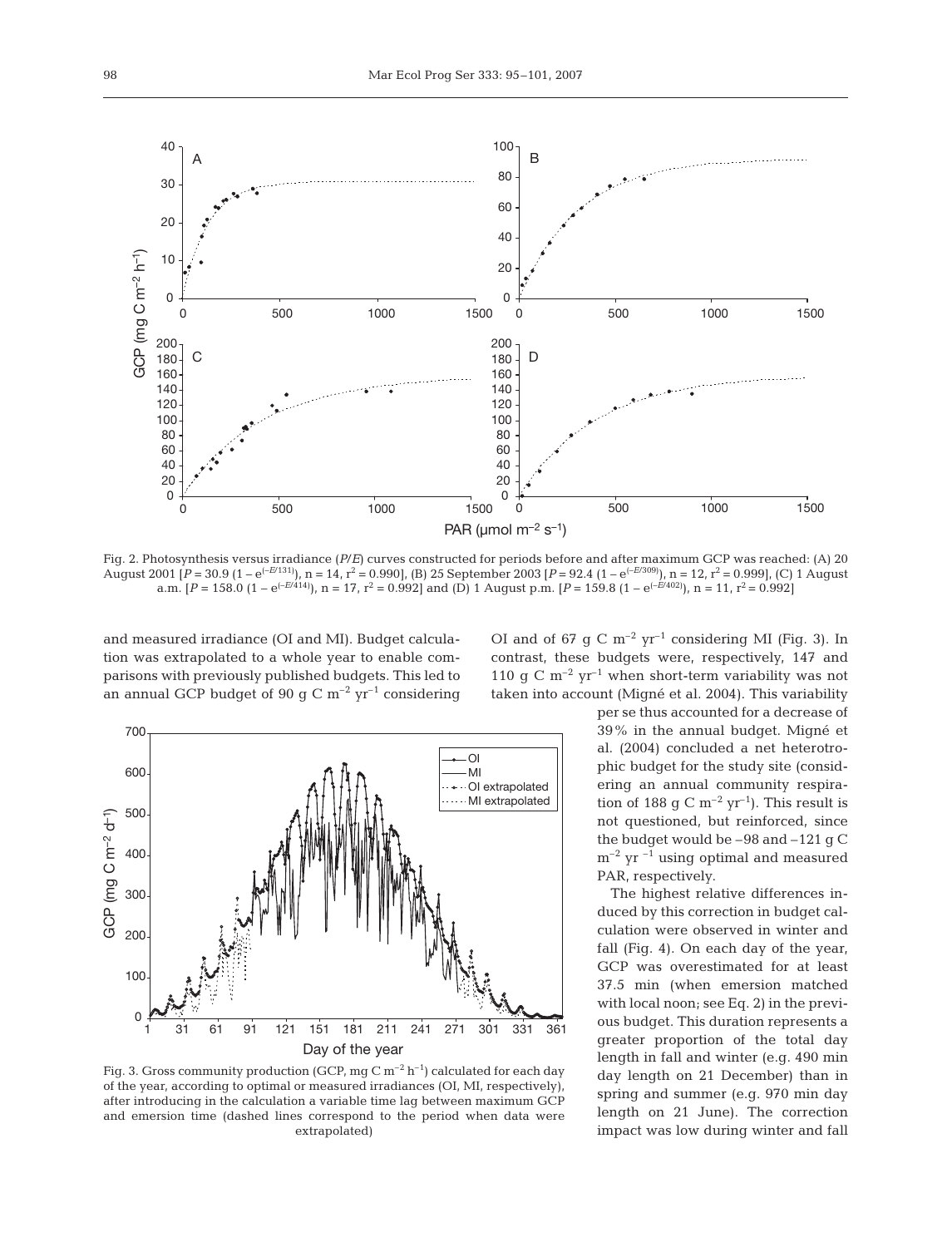Fig. 2. Photosynthesis versus irradiance ($P/E$) curves constructed for periods before and after maximum GCP was reached: (A) 20 August 2001 [$P = 30.9\ (1 - e^{(-E/131)})$, n = 14, $r^2 = 0.990$], (B) 25 September 2003 [$P = 92.4\ (1 - e^{(-E/309)})$, n = 12, $r^2 = 0.999$], (C) 1 August a.m. [$P = 158.0\ (1 - e^{(-E/414)})$, n = 17, $r^2 = 0.992$] and (D) 1 August p.m. [$P = 159.8\ (1 - e^{(-E/402)})$, n = 11, $r^2 = 0.992$]

and measured irradiance (OI and MI). Budget calculation was extrapolated to a whole year to enable comparisons with previously published budgets. This led to an annual GCP budget of 90 g C $m^{-2}$ $yr^{-1}$ considering OI and of 67 g C $m^{-2}$ $yr^{-1}$ considering MI (Fig. 3). In contrast, these budgets were, respectively, 147 and 110 g C $m^{-2}$ $yr^{-1}$ when short-term variability was not taken into account (Migné et al. 2004). This variability per se thus accounted for a decrease of 39% in the annual budget. Migné et al. (2004) concluded a net heterotrophic budget for the study site (considering an annual community respiration of 188 g C $m^{-2}$ $yr^{-1}$). This result is not questioned, but reinforced, since the budget would be –98 and –121 g C $m^{-2}$ $yr^{-1}$ using optimal and measured PAR, respectively.

Fig. 3. Gross community production (GCP, mg C $m^{-2}$ $h^{-1}$) calculated for each day of the year, according to optimal or measured irradiances (OI, MI, respectively), after introducing in the calculation a variable time lag between maximum GCP and emersion time (dashed lines correspond to the period when data were extrapolated)

The highest relative differences induced by this correction in budget calculation were observed in winter and fall (Fig. 4). On each day of the year, GCP was overestimated for at least 37.5 min (when emersion matched with local noon; see Eq. 2) in the previous budget. This duration represents a greater proportion of the total day length in fall and winter (e.g. 490 min day length on 21 December) than in spring and summer (e.g. 970 min day length on 21 June). The correction impact was low during winter and fall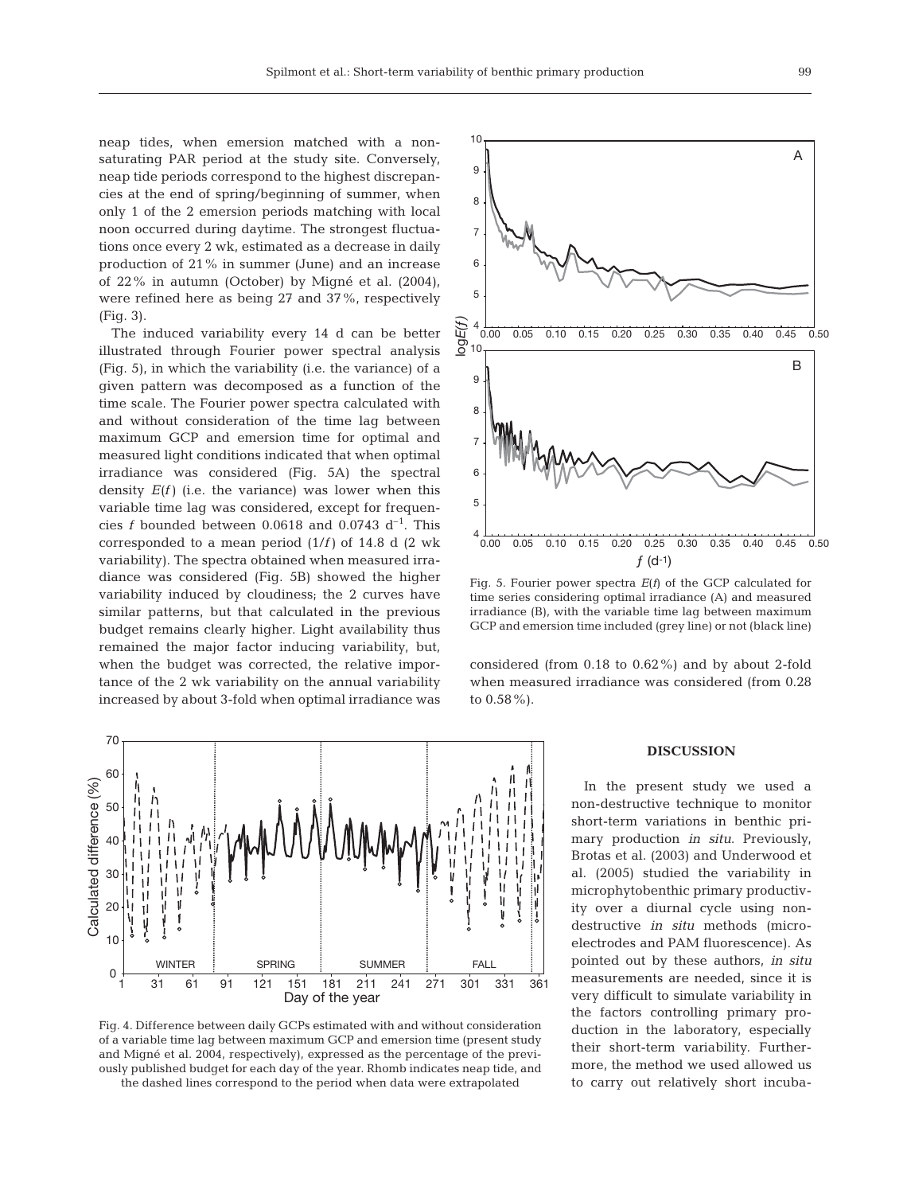neap tides, when emersion matched with a non-saturating PAR period at the study site. Conversely, neap tide periods correspond to the highest discrepancies at the end of spring/beginning of summer, when only 1 of the 2 emersion periods matching with local noon occurred during daytime. The strongest fluctuations once every 2 wk, estimated as a decrease in daily production of 21% in summer (June) and an increase of 22% in autumn (October) by Migné et al. (2004), were refined here as being 27 and 37%, respectively (Fig. 3).

The induced variability every 14 d can be better illustrated through Fourier power spectral analysis (Fig. 5), in which the variability (i.e. the variance) of a given pattern was decomposed as a function of the time scale. The Fourier power spectra calculated with and without consideration of the time lag between maximum GCP and emersion time for optimal and measured light conditions indicated that when optimal irradiance was considered (Fig. 5A) the spectral density $E(f)$ (i.e. the variance) was lower when this variable time lag was considered, except for frequencies $f$ bounded between 0.0618 and 0.0743 $d^{-1}$. This corresponded to a mean period ($1/f$) of 14.8 d (2 wk variability). The spectra obtained when measured irradiance was considered (Fig. 5B) showed the higher variability induced by cloudiness; the 2 curves have similar patterns, but that calculated in the previous budget remains clearly higher. Light availability thus remained the major factor inducing variability, but, when the budget was corrected, the relative importance of the 2 wk variability on the annual variability increased by about 3-fold when optimal irradiance was considered (from 0.18 to 0.62%) and by about 2-fold when measured irradiance was considered (from 0.28 to 0.58%).

Fig. 5. Fourier power spectra $E(f)$ of the GCP calculated for time series considering optimal irradiance (A) and measured irradiance (B), with the variable time lag between maximum GCP and emersion time included (grey line) or not (black line)

Fig. 4. Difference between daily GCPs estimated with and without consideration of a variable time lag between maximum GCP and emersion time (present study and Migné et al. 2004, respectively), expressed as the percentage of the previously published budget for each day of the year. Rhomb indicates neap tide, and the dashed lines correspond to the period when data were extrapolated

## DISCUSSION

In the present study we used a non-destructive technique to monitor short-term variations in benthic primary production *in situ*. Previously, Brotas et al. (2003) and Underwood et al. (2005) studied the variability in microphytobenthic primary productivity over a diurnal cycle using non-destructive *in situ* methods (microelectrodes and PAM fluorescence). As pointed out by these authors, *in situ* measurements are needed, since it is very difficult to simulate variability in the factors controlling primary production in the laboratory, especially their short-term variability. Furthermore, the method we used allowed us to carry out relatively short incuba-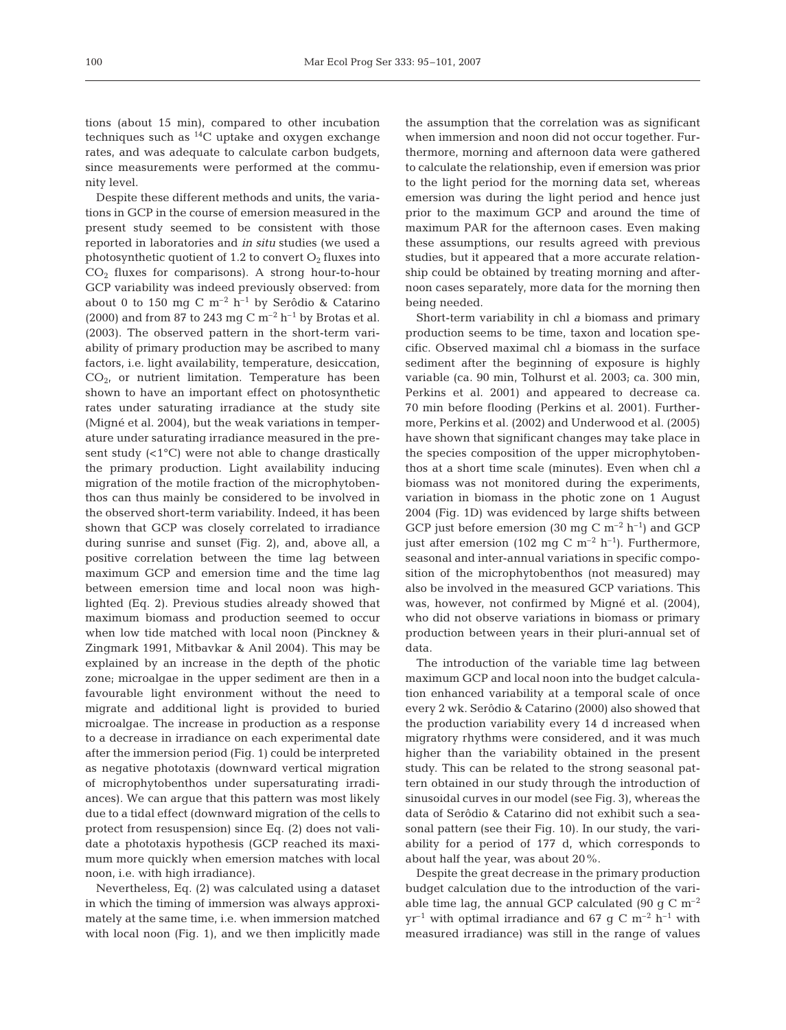tions (about 15 min), compared to other incubation techniques such as $^{14}C$ uptake and oxygen exchange rates, and was adequate to calculate carbon budgets, since measurements were performed at the community level.

Despite these different methods and units, the variations in GCP in the course of emersion measured in the present study seemed to be consistent with those reported in laboratories and *in situ* studies (we used a photosynthetic quotient of 1.2 to convert $O_2$ fluxes into $CO_2$ fluxes for comparisons). A strong hour-to-hour GCP variability was indeed previously observed: from about 0 to 150 mg C $m^{-2}$ $h^{-1}$ by Serôdio & Catarino (2000) and from 87 to 243 mg C $m^{-2}$ $h^{-1}$ by Brotas et al. (2003). The observed pattern in the short-term variability of primary production may be ascribed to many factors, i.e. light availability, temperature, desiccation, $CO_2$, or nutrient limitation. Temperature has been shown to have an important effect on photosynthetic rates under saturating irradiance at the study site (Migné et al. 2004), but the weak variations in temperature under saturating irradiance measured in the present study (<1°C) were not able to change drastically the primary production. Light availability inducing migration of the motile fraction of the microphytobenthos can thus mainly be considered to be involved in the observed short-term variability. Indeed, it has been shown that GCP was closely correlated to irradiance during sunrise and sunset (Fig. 2), and, above all, a positive correlation between the time lag between maximum GCP and emersion time and the time lag between emersion time and local noon was highlighted (Eq. 2). Previous studies already showed that maximum biomass and production seemed to occur when low tide matched with local noon (Pinckney & Zingmark 1991, Mitbavkar & Anil 2004). This may be explained by an increase in the depth of the photic zone; microalgae in the upper sediment are then in a favourable light environment without the need to migrate and additional light is provided to buried microalgae. The increase in production as a response to a decrease in irradiance on each experimental date after the immersion period (Fig. 1) could be interpreted as negative phototaxis (downward vertical migration of microphytobenthos under supersaturating irradiances). We can argue that this pattern was most likely due to a tidal effect (downward migration of the cells to protect from resuspension) since Eq. (2) does not validate a phototaxis hypothesis (GCP reached its maximum more quickly when emersion matches with local noon, i.e. with high irradiance).

Nevertheless, Eq. (2) was calculated using a dataset in which the timing of immersion was always approximately at the same time, i.e. when immersion matched with local noon (Fig. 1), and we then implicitly made the assumption that the correlation was as significant when immersion and noon did not occur together. Furthermore, morning and afternoon data were gathered to calculate the relationship, even if emersion was prior to the light period for the morning data set, whereas emersion was during the light period and hence just prior to the maximum GCP and around the time of maximum PAR for the afternoon cases. Even making these assumptions, our results agreed with previous studies, but it appeared that a more accurate relationship could be obtained by treating morning and afternoon cases separately, more data for the morning then being needed.

Short-term variability in chl *a* biomass and primary production seems to be time, taxon and location specific. Observed maximal chl *a* biomass in the surface sediment after the beginning of exposure is highly variable (ca. 90 min, Tolhurst et al. 2003; ca. 300 min, Perkins et al. 2001) and appeared to decrease ca. 70 min before flooding (Perkins et al. 2001). Furthermore, Perkins et al. (2002) and Underwood et al. (2005) have shown that significant changes may take place in the species composition of the upper microphytobenthos at a short time scale (minutes). Even when chl *a* biomass was not monitored during the experiments, variation in biomass in the photic zone on 1 August 2004 (Fig. 1D) was evidenced by large shifts between GCP just before emersion (30 mg C $m^{-2}$ $h^{-1}$) and GCP just after emersion (102 mg C $m^{-2}$ $h^{-1}$). Furthermore, seasonal and inter-annual variations in specific composition of the microphytobenthos (not measured) may also be involved in the measured GCP variations. This was, however, not confirmed by Migné et al. (2004), who did not observe variations in biomass or primary production between years in their pluri-annual set of data.

The introduction of the variable time lag between maximum GCP and local noon into the budget calculation enhanced variability at a temporal scale of once every 2 wk. Serôdio & Catarino (2000) also showed that the production variability every 14 d increased when migratory rhythms were considered, and it was much higher than the variability obtained in the present study. This can be related to the strong seasonal pattern obtained in our study through the introduction of sinusoidal curves in our model (see Fig. 3), whereas the data of Serôdio & Catarino did not exhibit such a seasonal pattern (see their Fig. 10). In our study, the variability for a period of 177 d, which corresponds to about half the year, was about 20%.

Despite the great decrease in the primary production budget calculation due to the introduction of the variable time lag, the annual GCP calculated (90 g C $m^{-2}$ $yr^{-1}$ with optimal irradiance and 67 g C $m^{-2}$ $h^{-1}$ with measured irradiance) was still in the range of values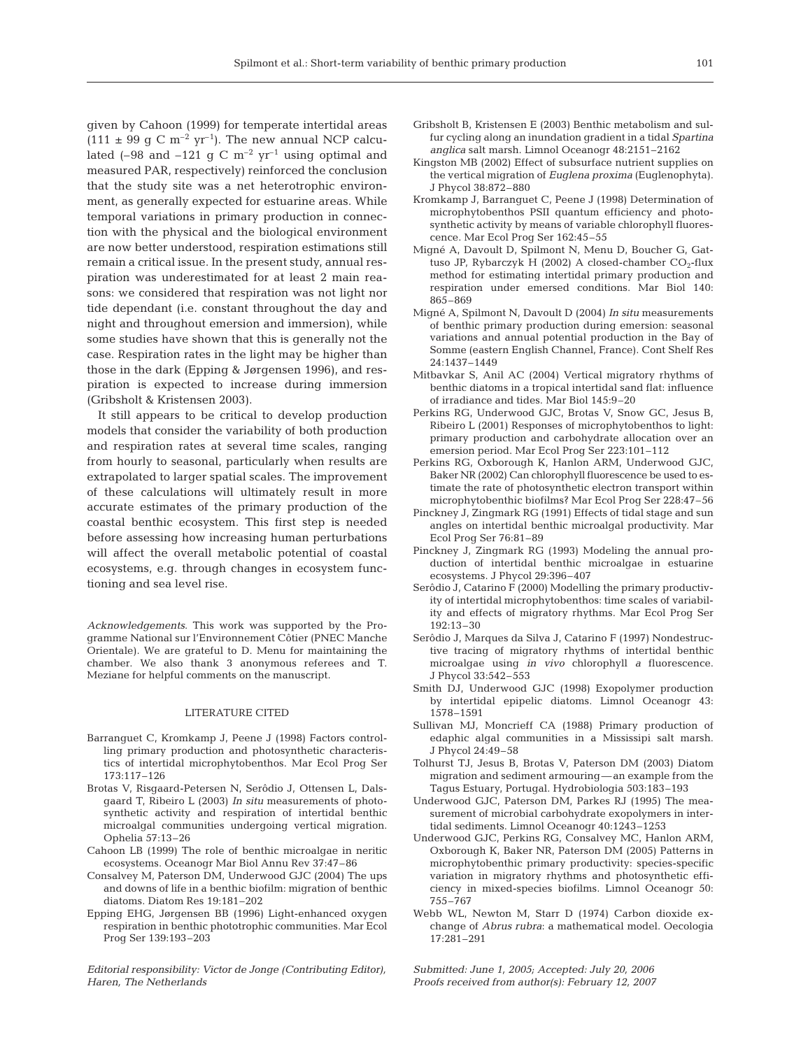given by Cahoon (1999) for temperate intertidal areas ($111 \pm 99$ g C $m^{-2}$ $yr^{-1}$). The new annual NCP calculated ($-98$ and $-121$ g C $m^{-2}$ $yr^{-1}$ using optimal and measured PAR, respectively) reinforced the conclusion that the study site was a net heterotrophic environment, as generally expected for estuarine areas. While temporal variations in primary production in connection with the physical and the biological environment are now better understood, respiration estimations still remain a critical issue. In the present study, annual respiration was underestimated for at least 2 main reasons: we considered that respiration was not light nor tide dependant (i.e. constant throughout the day and night and throughout emersion and immersion), while some studies have shown that this is generally not the case. Respiration rates in the light may be higher than those in the dark (Epping & Jørgensen 1996), and respiration is expected to increase during immersion (Gribsholt & Kristensen 2003).

It still appears to be critical to develop production models that consider the variability of both production and respiration rates at several time scales, ranging from hourly to seasonal, particularly when results are extrapolated to larger spatial scales. The improvement of these calculations will ultimately result in more accurate estimates of the primary production of the coastal benthic ecosystem. This first step is needed before assessing how increasing human perturbations will affect the overall metabolic potential of coastal ecosystems, e.g. through changes in ecosystem functioning and sea level rise.

*Acknowledgements.* This work was supported by the Programme National sur l'Environnement Côtier (PNEC Manche Orientale). We are grateful to D. Menu for maintaining the chamber. We also thank 3 anonymous referees and T. Meziane for helpful comments on the manuscript.

## LITERATURE CITED

- Barranguet C, Kromkamp J, Peene J (1998) Factors controlling primary production and photosynthetic characteristics of intertidal microphytobenthos. Mar Ecol Prog Ser 173:117–126
- Brotas V, Risgaard-Petersen N, Serôdio J, Ottensen L, Dalsgaard T, Ribeiro L (2003) *In situ* measurements of photosynthetic activity and respiration of intertidal benthic microalgal communities undergoing vertical migration. Ophelia 57:13–26
- Cahoon LB (1999) The role of benthic microalgae in neritic ecosystems. Oceanogr Mar Biol Annu Rev 37:47–86
- Consalvey M, Paterson DM, Underwood GJC (2004) The ups and downs of life in a benthic biofilm: migration of benthic diatoms. Diatom Res 19:181–202
- Epping EHG, Jørgensen BB (1996) Light-enhanced oxygen respiration in benthic phototrophic communities. Mar Ecol Prog Ser 139:193–203
- Gribsholt B, Kristensen E (2003) Benthic metabolism and sulfur cycling along an inundation gradient in a tidal *Spartina anglica* salt marsh. Limnol Oceanogr 48:2151–2162
- Kingston MB (2002) Effect of subsurface nutrient supplies on the vertical migration of *Euglena proxima* (Euglenophyta). J Phycol 38:872–880
- Kromkamp J, Barranguet C, Peene J (1998) Determination of microphytobenthos PSII quantum efficiency and photosynthetic activity by means of variable chlorophyll fluorescence. Mar Ecol Prog Ser 162:45–55
- Migné A, Davoult D, Spilmont N, Menu D, Boucher G, Gattuso JP, Rybarczyk H (2002) A closed-chamber $CO_2$-flux method for estimating intertidal primary production and respiration under emersed conditions. Mar Biol 140: 865–869
- Migné A, Spilmont N, Davoult D (2004) *In situ* measurements of benthic primary production during emersion: seasonal variations and annual potential production in the Bay of Somme (eastern English Channel, France). Cont Shelf Res 24:1437–1449
- Mitbavkar S, Anil AC (2004) Vertical migratory rhythms of benthic diatoms in a tropical intertidal sand flat: influence of irradiance and tides. Mar Biol 145:9–20
- Perkins RG, Underwood GJC, Brotas V, Snow GC, Jesus B, Ribeiro L (2001) Responses of microphytobenthos to light: primary production and carbohydrate allocation over an emersion period. Mar Ecol Prog Ser 223:101–112
- Perkins RG, Oxborough K, Hanlon ARM, Underwood GJC, Baker NR (2002) Can chlorophyll fluorescence be used to estimate the rate of photosynthetic electron transport within microphytobenthic biofilms? Mar Ecol Prog Ser 228:47–56
- Pinckney J, Zingmark RG (1991) Effects of tidal stage and sun angles on intertidal benthic microalgal productivity. Mar Ecol Prog Ser 76:81–89
- Pinckney J, Zingmark RG (1993) Modeling the annual production of intertidal benthic microalgae in estuarine ecosystems. J Phycol 29:396–407
- Serôdio J, Catarino F (2000) Modelling the primary productivity of intertidal microphytobenthos: time scales of variability and effects of migratory rhythms. Mar Ecol Prog Ser 192:13–30
- Serôdio J, Marques da Silva J, Catarino F (1997) Nondestructive tracing of migratory rhythms of intertidal benthic microalgae using *in vivo* chlorophyll *a* fluorescence. J Phycol 33:542–553
- Smith DJ, Underwood GJC (1998) Exopolymer production by intertidal epipelic diatoms. Limnol Oceanogr 43: 1578–1591
- Sullivan MJ, Moncrieff CA (1988) Primary production of edaphic algal communities in a Mississipi salt marsh. J Phycol 24:49–58
- Tolhurst TJ, Jesus B, Brotas V, Paterson DM (2003) Diatom migration and sediment armouring — an example from the Tagus Estuary, Portugal. Hydrobiologia 503:183–193
- Underwood GJC, Paterson DM, Parkes RJ (1995) The measurement of microbial carbohydrate exopolymers in intertidal sediments. Limnol Oceanogr 40:1243–1253
- Underwood GJC, Perkins RG, Consalvey MC, Hanlon ARM, Oxborough K, Baker NR, Paterson DM (2005) Patterns in microphytobenthic primary productivity: species-specific variation in migratory rhythms and photosynthetic efficiency in mixed-species biofilms. Limnol Oceanogr 50: 755–767
- Webb WL, Newton M, Starr D (1974) Carbon dioxide exchange of *Abrus rubra*: a mathematical model. Oecologia 17:281–291

*Editorial responsibility: Victor de Jonge (Contributing Editor), Haren, The Netherlands*

*Submitted: June 1, 2005; Accepted: July 20, 2006*
*Proofs received from author(s): February 12, 2007*